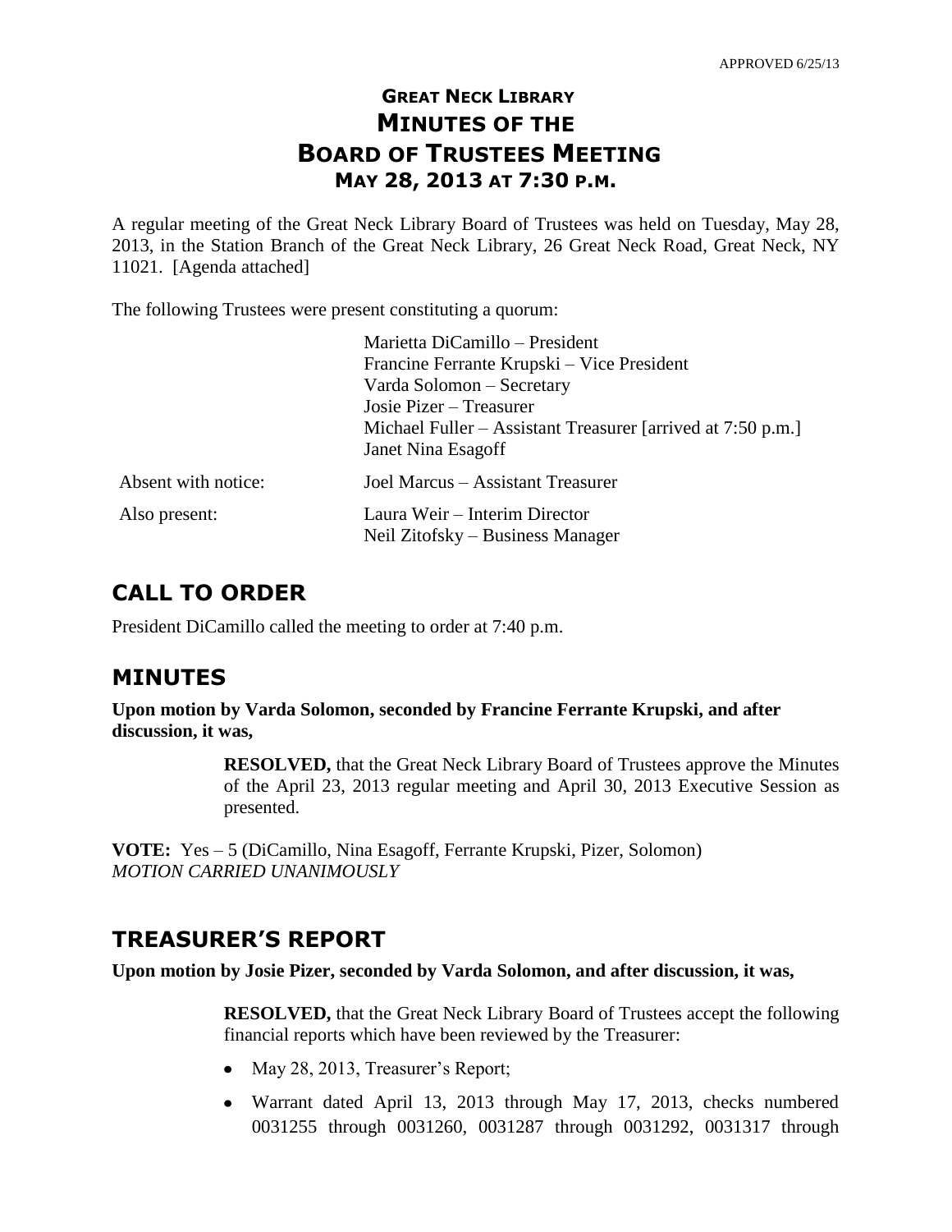APPROVED 6/25/13

# GREAT NECK LIBRARY
# MINUTES OF THE
# BOARD OF TRUSTEES MEETING
## MAY 28, 2013 AT 7:30 P.M.

A regular meeting of the Great Neck Library Board of Trustees was held on Tuesday, May 28, 2013, in the Station Branch of the Great Neck Library, 26 Great Neck Road, Great Neck, NY 11021. [Agenda attached]

The following Trustees were present constituting a quorum:

| | |
|---|---|
| | Marietta DiCamillo – President<br>Francine Ferrante Krupski – Vice President<br>Varda Solomon – Secretary<br>Josie Pizer – Treasurer<br>Michael Fuller – Assistant Treasurer [arrived at 7:50 p.m.]<br>Janet Nina Esagoff |
| Absent with notice: | Joel Marcus – Assistant Treasurer |
| Also present: | Laura Weir – Interim Director<br>Neil Zitofsky – Business Manager |

## CALL TO ORDER

President DiCamillo called the meeting to order at 7:40 p.m.

## MINUTES

**Upon motion by Varda Solomon, seconded by Francine Ferrante Krupski, and after discussion, it was,**

> **RESOLVED,** that the Great Neck Library Board of Trustees approve the Minutes of the April 23, 2013 regular meeting and April 30, 2013 Executive Session as presented.

**VOTE:** Yes – 5 (DiCamillo, Nina Esagoff, Ferrante Krupski, Pizer, Solomon)
*MOTION CARRIED UNANIMOUSLY*

## TREASURER'S REPORT

**Upon motion by Josie Pizer, seconded by Varda Solomon, and after discussion, it was,**

> **RESOLVED,** that the Great Neck Library Board of Trustees accept the following financial reports which have been reviewed by the Treasurer:
>
> - May 28, 2013, Treasurer's Report;
> - Warrant dated April 13, 2013 through May 17, 2013, checks numbered 0031255 through 0031260, 0031287 through 0031292, 0031317 through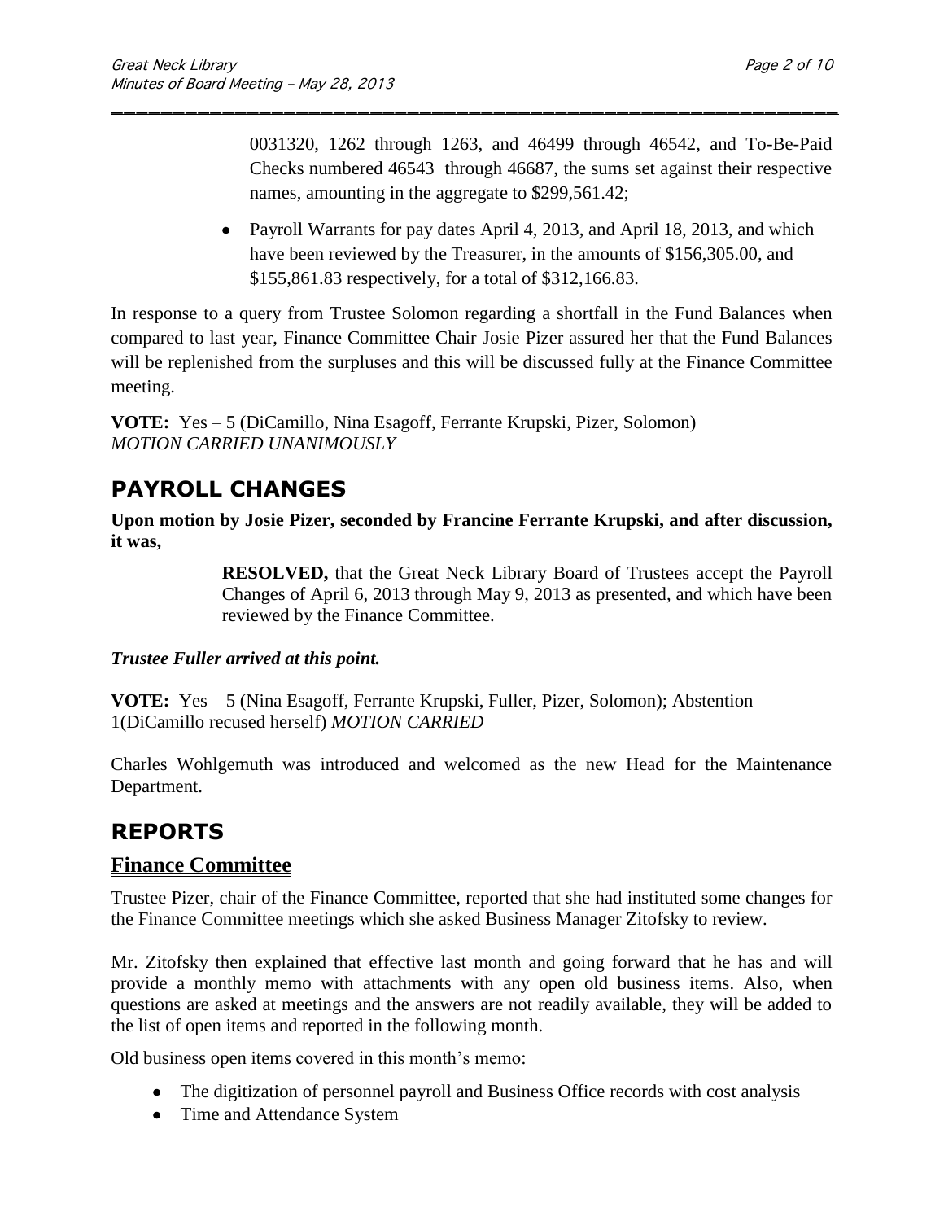0031320, 1262 through 1263, and 46499 through 46542, and To-Be-Paid Checks numbered 46543 through 46687, the sums set against their respective names, amounting in the aggregate to $299,561.42;

- Payroll Warrants for pay dates April 4, 2013, and April 18, 2013, and which have been reviewed by the Treasurer, in the amounts of $156,305.00, and $155,861.83 respectively, for a total of $312,166.83.

In response to a query from Trustee Solomon regarding a shortfall in the Fund Balances when compared to last year, Finance Committee Chair Josie Pizer assured her that the Fund Balances will be replenished from the surpluses and this will be discussed fully at the Finance Committee meeting.

**VOTE:** Yes – 5 (DiCamillo, Nina Esagoff, Ferrante Krupski, Pizer, Solomon) *MOTION CARRIED UNANIMOUSLY*

## PAYROLL CHANGES

**Upon motion by Josie Pizer, seconded by Francine Ferrante Krupski, and after discussion, it was,**

> **RESOLVED,** that the Great Neck Library Board of Trustees accept the Payroll Changes of April 6, 2013 through May 9, 2013 as presented, and which have been reviewed by the Finance Committee.

***Trustee Fuller arrived at this point.***

**VOTE:** Yes – 5 (Nina Esagoff, Ferrante Krupski, Fuller, Pizer, Solomon); Abstention – 1(DiCamillo recused herself) *MOTION CARRIED*

Charles Wohlgemuth was introduced and welcomed as the new Head for the Maintenance Department.

## REPORTS

### Finance Committee

Trustee Pizer, chair of the Finance Committee, reported that she had instituted some changes for the Finance Committee meetings which she asked Business Manager Zitofsky to review.

Mr. Zitofsky then explained that effective last month and going forward that he has and will provide a monthly memo with attachments with any open old business items. Also, when questions are asked at meetings and the answers are not readily available, they will be added to the list of open items and reported in the following month.

Old business open items covered in this month's memo:

- The digitization of personnel payroll and Business Office records with cost analysis
- Time and Attendance System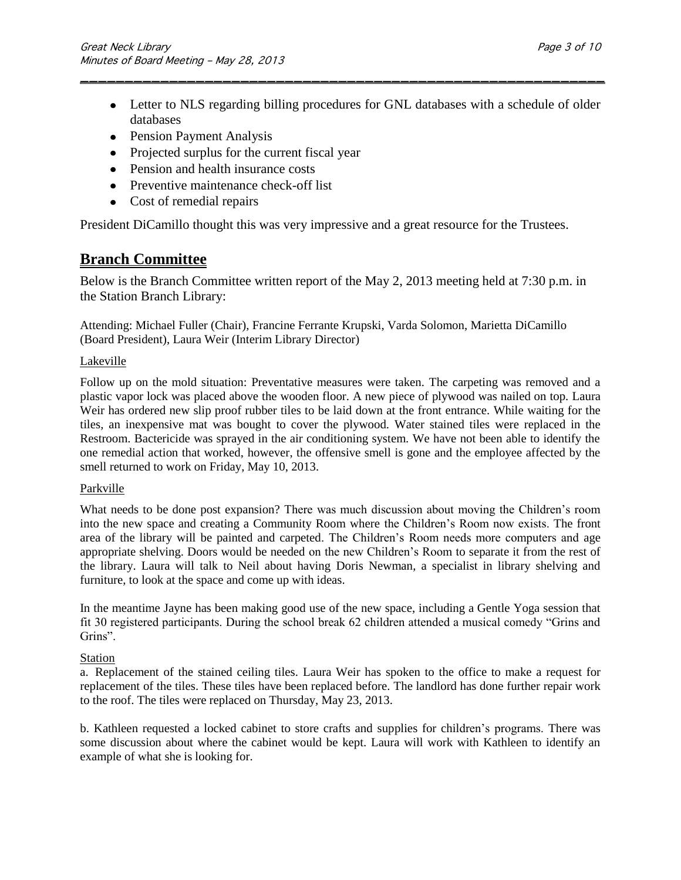- Letter to NLS regarding billing procedures for GNL databases with a schedule of older databases
- Pension Payment Analysis
- Projected surplus for the current fiscal year
- Pension and health insurance costs
- Preventive maintenance check-off list
- Cost of remedial repairs

President DiCamillo thought this was very impressive and a great resource for the Trustees.

## Branch Committee

Below is the Branch Committee written report of the May 2, 2013 meeting held at 7:30 p.m. in the Station Branch Library:

Attending: Michael Fuller (Chair), Francine Ferrante Krupski, Varda Solomon, Marietta DiCamillo (Board President), Laura Weir (Interim Library Director)

Lakeville

Follow up on the mold situation: Preventative measures were taken. The carpeting was removed and a plastic vapor lock was placed above the wooden floor. A new piece of plywood was nailed on top. Laura Weir has ordered new slip proof rubber tiles to be laid down at the front entrance. While waiting for the tiles, an inexpensive mat was bought to cover the plywood. Water stained tiles were replaced in the Restroom. Bactericide was sprayed in the air conditioning system. We have not been able to identify the one remedial action that worked, however, the offensive smell is gone and the employee affected by the smell returned to work on Friday, May 10, 2013.

Parkville

What needs to be done post expansion? There was much discussion about moving the Children's room into the new space and creating a Community Room where the Children's Room now exists. The front area of the library will be painted and carpeted. The Children's Room needs more computers and age appropriate shelving. Doors would be needed on the new Children's Room to separate it from the rest of the library. Laura will talk to Neil about having Doris Newman, a specialist in library shelving and furniture, to look at the space and come up with ideas.

In the meantime Jayne has been making good use of the new space, including a Gentle Yoga session that fit 30 registered participants. During the school break 62 children attended a musical comedy "Grins and Grins".

Station

a. Replacement of the stained ceiling tiles. Laura Weir has spoken to the office to make a request for replacement of the tiles. These tiles have been replaced before. The landlord has done further repair work to the roof. The tiles were replaced on Thursday, May 23, 2013.

b. Kathleen requested a locked cabinet to store crafts and supplies for children's programs. There was some discussion about where the cabinet would be kept. Laura will work with Kathleen to identify an example of what she is looking for.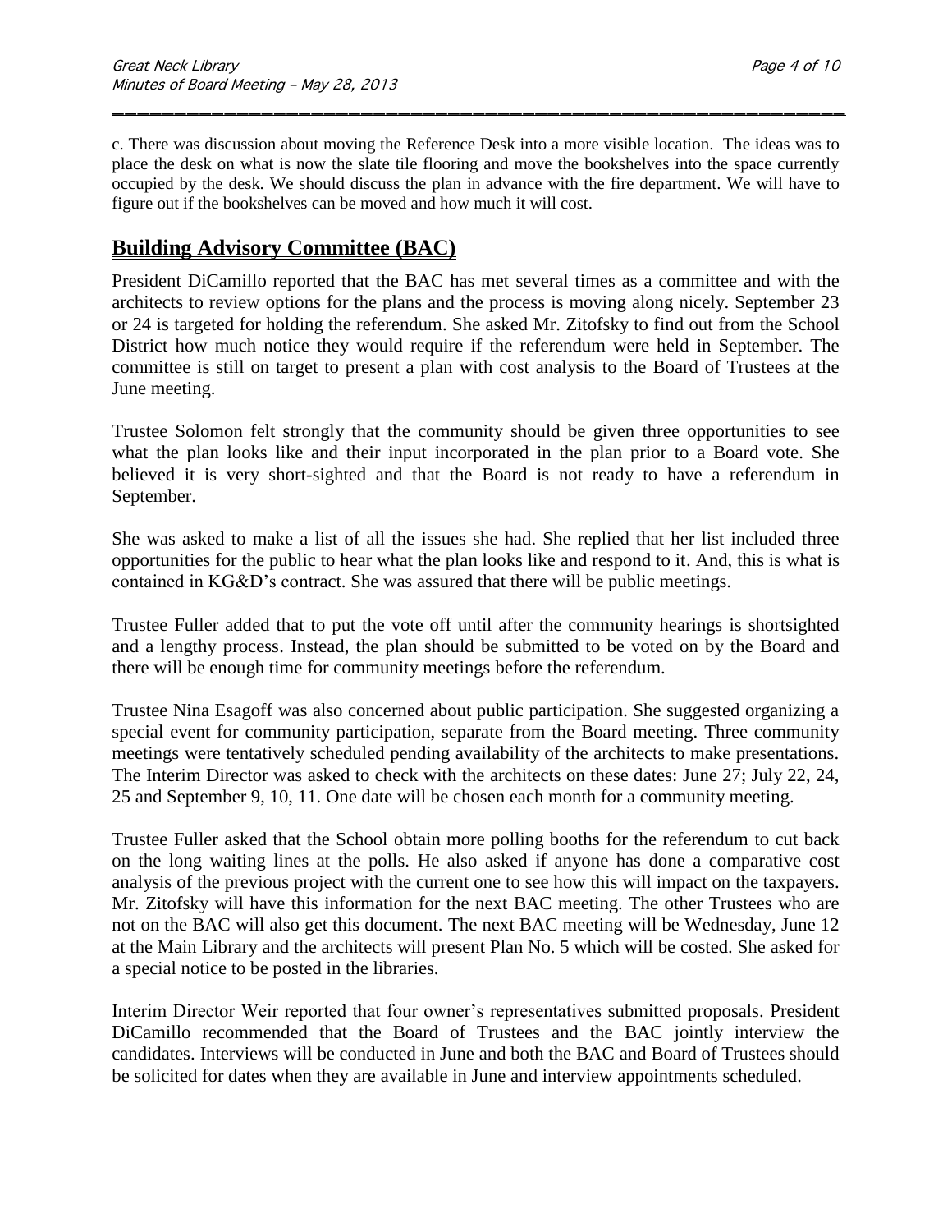c. There was discussion about moving the Reference Desk into a more visible location. The ideas was to place the desk on what is now the slate tile flooring and move the bookshelves into the space currently occupied by the desk. We should discuss the plan in advance with the fire department. We will have to figure out if the bookshelves can be moved and how much it will cost.

## Building Advisory Committee (BAC)

President DiCamillo reported that the BAC has met several times as a committee and with the architects to review options for the plans and the process is moving along nicely. September 23 or 24 is targeted for holding the referendum. She asked Mr. Zitofsky to find out from the School District how much notice they would require if the referendum were held in September. The committee is still on target to present a plan with cost analysis to the Board of Trustees at the June meeting.

Trustee Solomon felt strongly that the community should be given three opportunities to see what the plan looks like and their input incorporated in the plan prior to a Board vote. She believed it is very short-sighted and that the Board is not ready to have a referendum in September.

She was asked to make a list of all the issues she had. She replied that her list included three opportunities for the public to hear what the plan looks like and respond to it. And, this is what is contained in KG&D's contract. She was assured that there will be public meetings.

Trustee Fuller added that to put the vote off until after the community hearings is shortsighted and a lengthy process. Instead, the plan should be submitted to be voted on by the Board and there will be enough time for community meetings before the referendum.

Trustee Nina Esagoff was also concerned about public participation. She suggested organizing a special event for community participation, separate from the Board meeting. Three community meetings were tentatively scheduled pending availability of the architects to make presentations. The Interim Director was asked to check with the architects on these dates: June 27; July 22, 24, 25 and September 9, 10, 11. One date will be chosen each month for a community meeting.

Trustee Fuller asked that the School obtain more polling booths for the referendum to cut back on the long waiting lines at the polls. He also asked if anyone has done a comparative cost analysis of the previous project with the current one to see how this will impact on the taxpayers. Mr. Zitofsky will have this information for the next BAC meeting. The other Trustees who are not on the BAC will also get this document. The next BAC meeting will be Wednesday, June 12 at the Main Library and the architects will present Plan No. 5 which will be costed. She asked for a special notice to be posted in the libraries.

Interim Director Weir reported that four owner's representatives submitted proposals. President DiCamillo recommended that the Board of Trustees and the BAC jointly interview the candidates. Interviews will be conducted in June and both the BAC and Board of Trustees should be solicited for dates when they are available in June and interview appointments scheduled.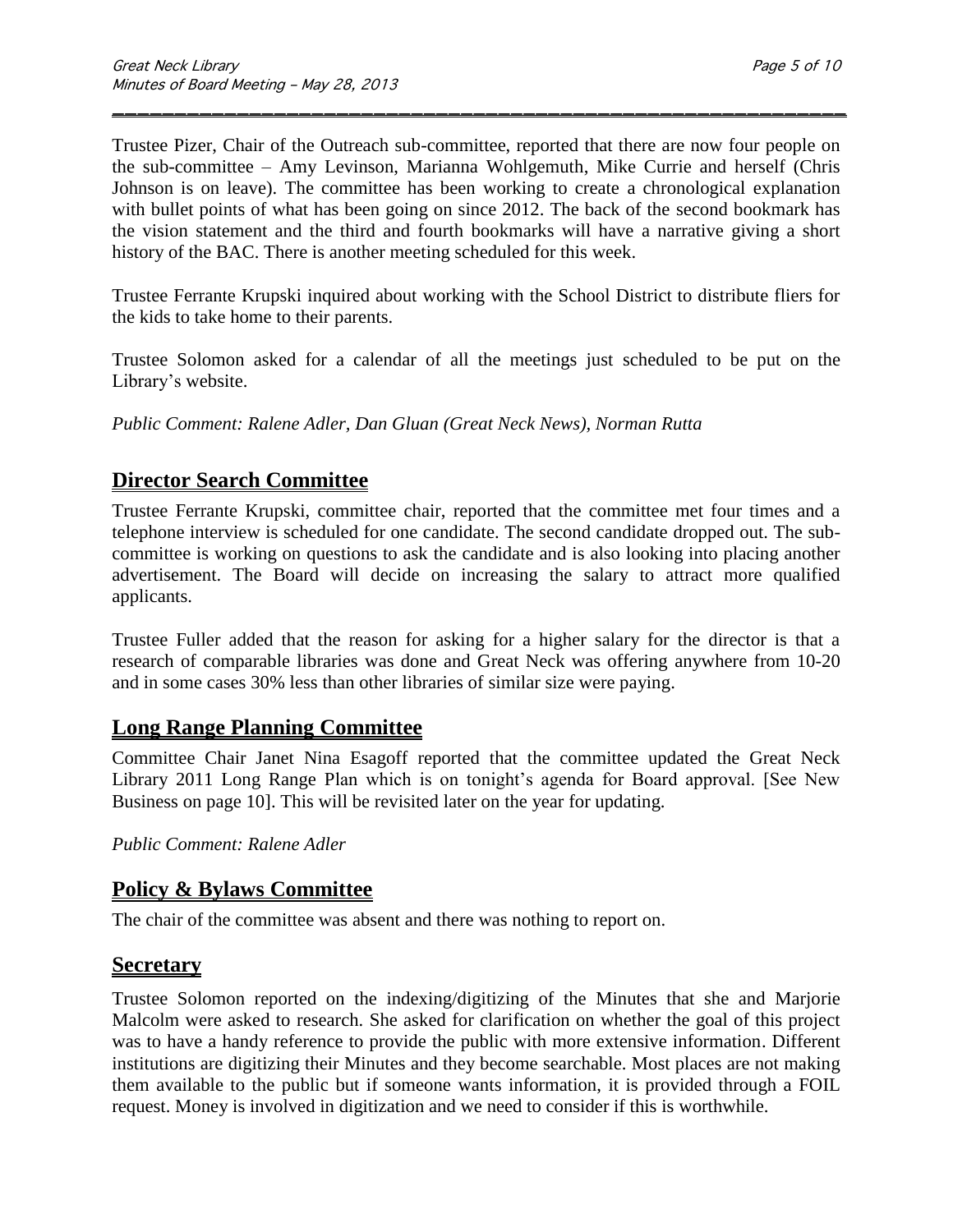Trustee Pizer, Chair of the Outreach sub-committee, reported that there are now four people on the sub-committee – Amy Levinson, Marianna Wohlgemuth, Mike Currie and herself (Chris Johnson is on leave). The committee has been working to create a chronological explanation with bullet points of what has been going on since 2012. The back of the second bookmark has the vision statement and the third and fourth bookmarks will have a narrative giving a short history of the BAC. There is another meeting scheduled for this week.

Trustee Ferrante Krupski inquired about working with the School District to distribute fliers for the kids to take home to their parents.

Trustee Solomon asked for a calendar of all the meetings just scheduled to be put on the Library's website.

*Public Comment: Ralene Adler, Dan Gluan (Great Neck News), Norman Rutta*

## Director Search Committee

Trustee Ferrante Krupski, committee chair, reported that the committee met four times and a telephone interview is scheduled for one candidate. The second candidate dropped out. The sub-committee is working on questions to ask the candidate and is also looking into placing another advertisement. The Board will decide on increasing the salary to attract more qualified applicants.

Trustee Fuller added that the reason for asking for a higher salary for the director is that a research of comparable libraries was done and Great Neck was offering anywhere from 10-20 and in some cases 30% less than other libraries of similar size were paying.

## Long Range Planning Committee

Committee Chair Janet Nina Esagoff reported that the committee updated the Great Neck Library 2011 Long Range Plan which is on tonight's agenda for Board approval. [See New Business on page 10]. This will be revisited later on the year for updating.

*Public Comment: Ralene Adler*

## Policy & Bylaws Committee

The chair of the committee was absent and there was nothing to report on.

## Secretary

Trustee Solomon reported on the indexing/digitizing of the Minutes that she and Marjorie Malcolm were asked to research. She asked for clarification on whether the goal of this project was to have a handy reference to provide the public with more extensive information. Different institutions are digitizing their Minutes and they become searchable. Most places are not making them available to the public but if someone wants information, it is provided through a FOIL request. Money is involved in digitization and we need to consider if this is worthwhile.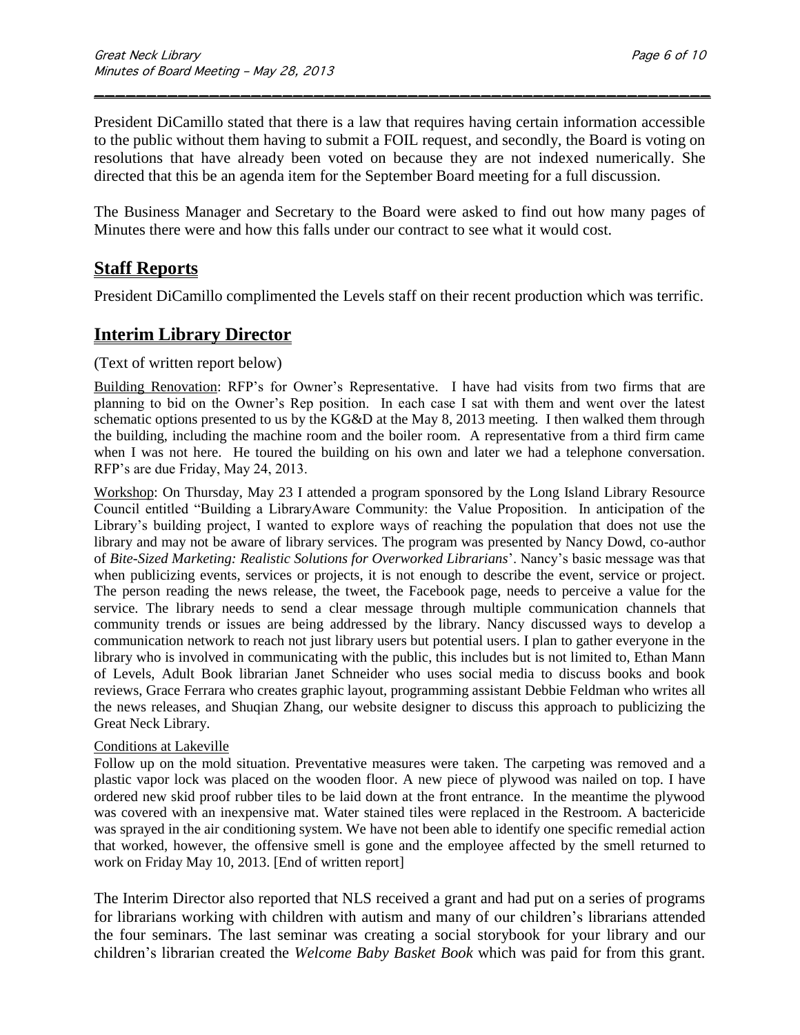President DiCamillo stated that there is a law that requires having certain information accessible to the public without them having to submit a FOIL request, and secondly, the Board is voting on resolutions that have already been voted on because they are not indexed numerically. She directed that this be an agenda item for the September Board meeting for a full discussion.

The Business Manager and Secretary to the Board were asked to find out how many pages of Minutes there were and how this falls under our contract to see what it would cost.

## Staff Reports

President DiCamillo complimented the Levels staff on their recent production which was terrific.

## Interim Library Director

(Text of written report below)

Building Renovation: RFP's for Owner's Representative. I have had visits from two firms that are planning to bid on the Owner's Rep position. In each case I sat with them and went over the latest schematic options presented to us by the KG&D at the May 8, 2013 meeting. I then walked them through the building, including the machine room and the boiler room. A representative from a third firm came when I was not here. He toured the building on his own and later we had a telephone conversation. RFP's are due Friday, May 24, 2013.

Workshop: On Thursday, May 23 I attended a program sponsored by the Long Island Library Resource Council entitled "Building a LibraryAware Community: the Value Proposition. In anticipation of the Library's building project, I wanted to explore ways of reaching the population that does not use the library and may not be aware of library services. The program was presented by Nancy Dowd, co-author of *Bite-Sized Marketing: Realistic Solutions for Overworked Librarians*'. Nancy's basic message was that when publicizing events, services or projects, it is not enough to describe the event, service or project. The person reading the news release, the tweet, the Facebook page, needs to perceive a value for the service. The library needs to send a clear message through multiple communication channels that community trends or issues are being addressed by the library. Nancy discussed ways to develop a communication network to reach not just library users but potential users. I plan to gather everyone in the library who is involved in communicating with the public, this includes but is not limited to, Ethan Mann of Levels, Adult Book librarian Janet Schneider who uses social media to discuss books and book reviews, Grace Ferrara who creates graphic layout, programming assistant Debbie Feldman who writes all the news releases, and Shuqian Zhang, our website designer to discuss this approach to publicizing the Great Neck Library.

Conditions at Lakeville

Follow up on the mold situation. Preventative measures were taken. The carpeting was removed and a plastic vapor lock was placed on the wooden floor. A new piece of plywood was nailed on top. I have ordered new skid proof rubber tiles to be laid down at the front entrance. In the meantime the plywood was covered with an inexpensive mat. Water stained tiles were replaced in the Restroom. A bactericide was sprayed in the air conditioning system. We have not been able to identify one specific remedial action that worked, however, the offensive smell is gone and the employee affected by the smell returned to work on Friday May 10, 2013. [End of written report]

The Interim Director also reported that NLS received a grant and had put on a series of programs for librarians working with children with autism and many of our children's librarians attended the four seminars. The last seminar was creating a social storybook for your library and our children's librarian created the *Welcome Baby Basket Book* which was paid for from this grant.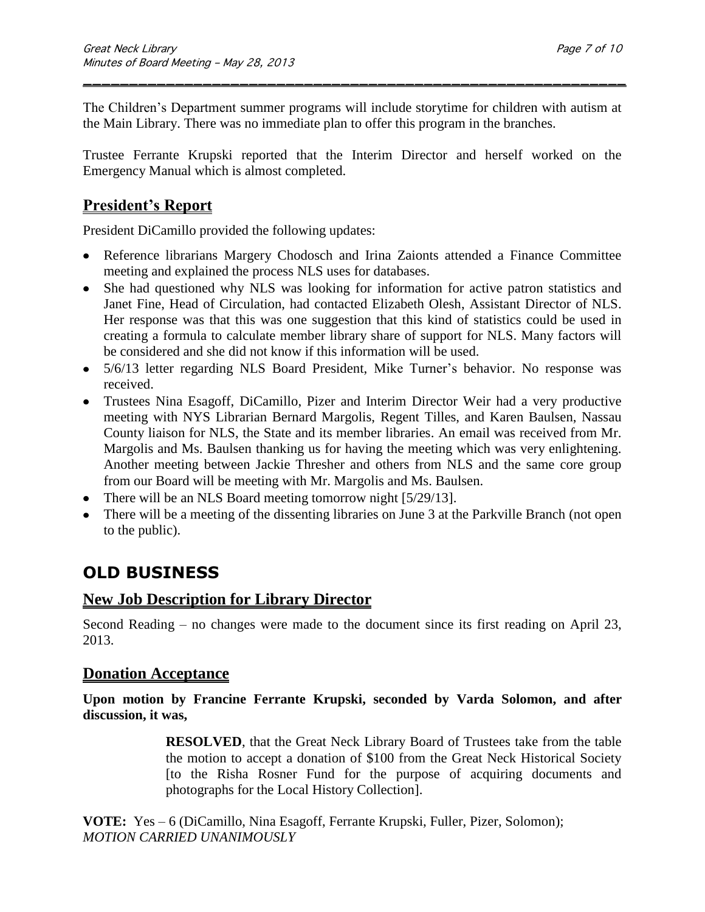The Children's Department summer programs will include storytime for children with autism at the Main Library. There was no immediate plan to offer this program in the branches.

Trustee Ferrante Krupski reported that the Interim Director and herself worked on the Emergency Manual which is almost completed.

## President's Report

President DiCamillo provided the following updates:

- Reference librarians Margery Chodosch and Irina Zaionts attended a Finance Committee meeting and explained the process NLS uses for databases.
- She had questioned why NLS was looking for information for active patron statistics and Janet Fine, Head of Circulation, had contacted Elizabeth Olesh, Assistant Director of NLS. Her response was that this was one suggestion that this kind of statistics could be used in creating a formula to calculate member library share of support for NLS. Many factors will be considered and she did not know if this information will be used.
- 5/6/13 letter regarding NLS Board President, Mike Turner's behavior. No response was received.
- Trustees Nina Esagoff, DiCamillo, Pizer and Interim Director Weir had a very productive meeting with NYS Librarian Bernard Margolis, Regent Tilles, and Karen Baulsen, Nassau County liaison for NLS, the State and its member libraries. An email was received from Mr. Margolis and Ms. Baulsen thanking us for having the meeting which was very enlightening. Another meeting between Jackie Thresher and others from NLS and the same core group from our Board will be meeting with Mr. Margolis and Ms. Baulsen.
- There will be an NLS Board meeting tomorrow night [5/29/13].
- There will be a meeting of the dissenting libraries on June 3 at the Parkville Branch (not open to the public).

# OLD BUSINESS

## New Job Description for Library Director

Second Reading – no changes were made to the document since its first reading on April 23, 2013.

## Donation Acceptance

**Upon motion by Francine Ferrante Krupski, seconded by Varda Solomon, and after discussion, it was,**

> **RESOLVED**, that the Great Neck Library Board of Trustees take from the table the motion to accept a donation of $100 from the Great Neck Historical Society [to the Risha Rosner Fund for the purpose of acquiring documents and photographs for the Local History Collection].

**VOTE:** Yes – 6 (DiCamillo, Nina Esagoff, Ferrante Krupski, Fuller, Pizer, Solomon);
*MOTION CARRIED UNANIMOUSLY*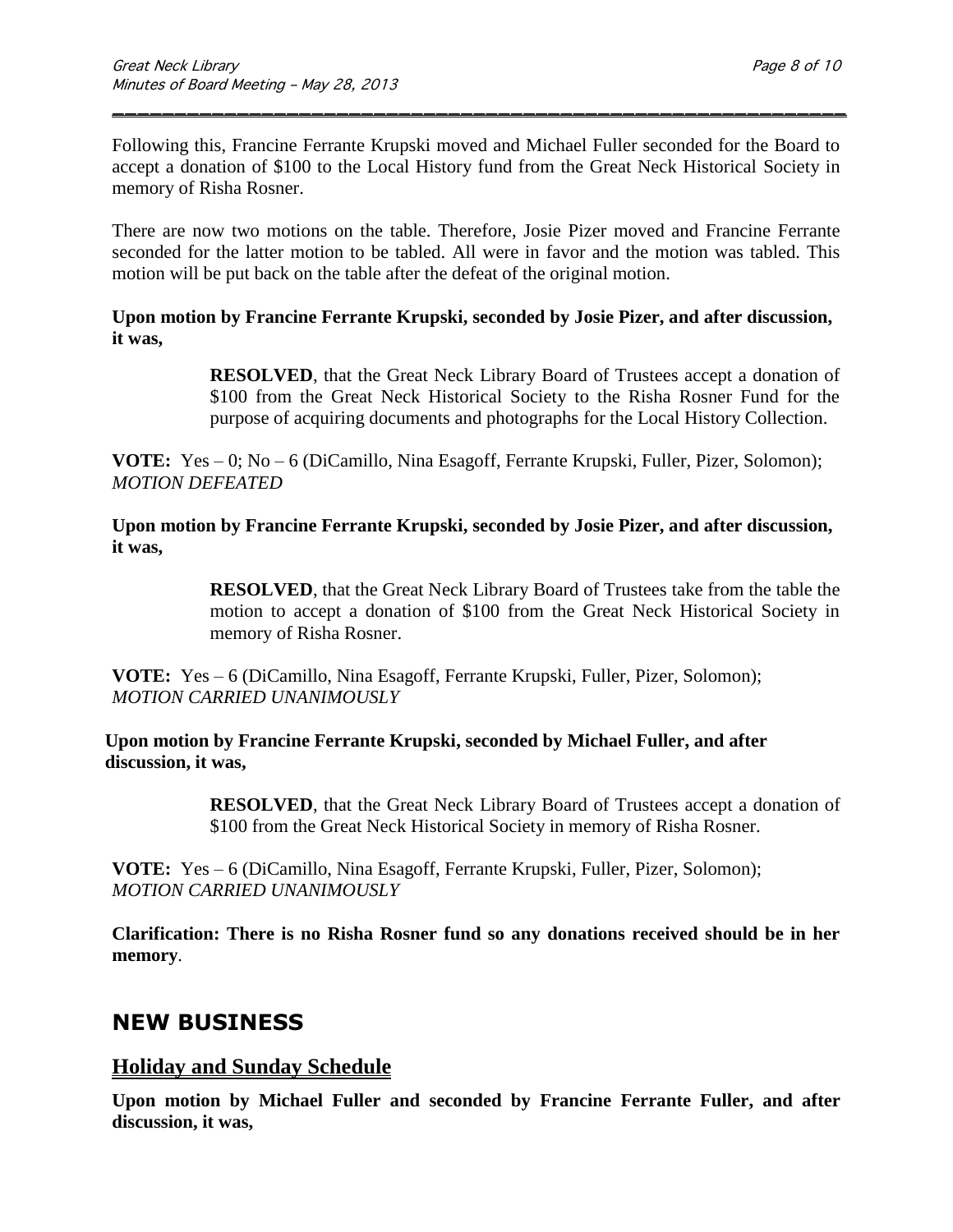Following this, Francine Ferrante Krupski moved and Michael Fuller seconded for the Board to accept a donation of $100 to the Local History fund from the Great Neck Historical Society in memory of Risha Rosner.

There are now two motions on the table. Therefore, Josie Pizer moved and Francine Ferrante seconded for the latter motion to be tabled. All were in favor and the motion was tabled. This motion will be put back on the table after the defeat of the original motion.

**Upon motion by Francine Ferrante Krupski, seconded by Josie Pizer, and after discussion, it was,**

> **RESOLVED**, that the Great Neck Library Board of Trustees accept a donation of $100 from the Great Neck Historical Society to the Risha Rosner Fund for the purpose of acquiring documents and photographs for the Local History Collection.

**VOTE:** Yes – 0; No – 6 (DiCamillo, Nina Esagoff, Ferrante Krupski, Fuller, Pizer, Solomon); *MOTION DEFEATED*

**Upon motion by Francine Ferrante Krupski, seconded by Josie Pizer, and after discussion, it was,**

> **RESOLVED**, that the Great Neck Library Board of Trustees take from the table the motion to accept a donation of $100 from the Great Neck Historical Society in memory of Risha Rosner.

**VOTE:** Yes – 6 (DiCamillo, Nina Esagoff, Ferrante Krupski, Fuller, Pizer, Solomon); *MOTION CARRIED UNANIMOUSLY*

**Upon motion by Francine Ferrante Krupski, seconded by Michael Fuller, and after discussion, it was,**

> **RESOLVED**, that the Great Neck Library Board of Trustees accept a donation of $100 from the Great Neck Historical Society in memory of Risha Rosner.

**VOTE:** Yes – 6 (DiCamillo, Nina Esagoff, Ferrante Krupski, Fuller, Pizer, Solomon); *MOTION CARRIED UNANIMOUSLY*

**Clarification: There is no Risha Rosner fund so any donations received should be in her memory**.

# NEW BUSINESS

## Holiday and Sunday Schedule

**Upon motion by Michael Fuller and seconded by Francine Ferrante Fuller, and after discussion, it was,**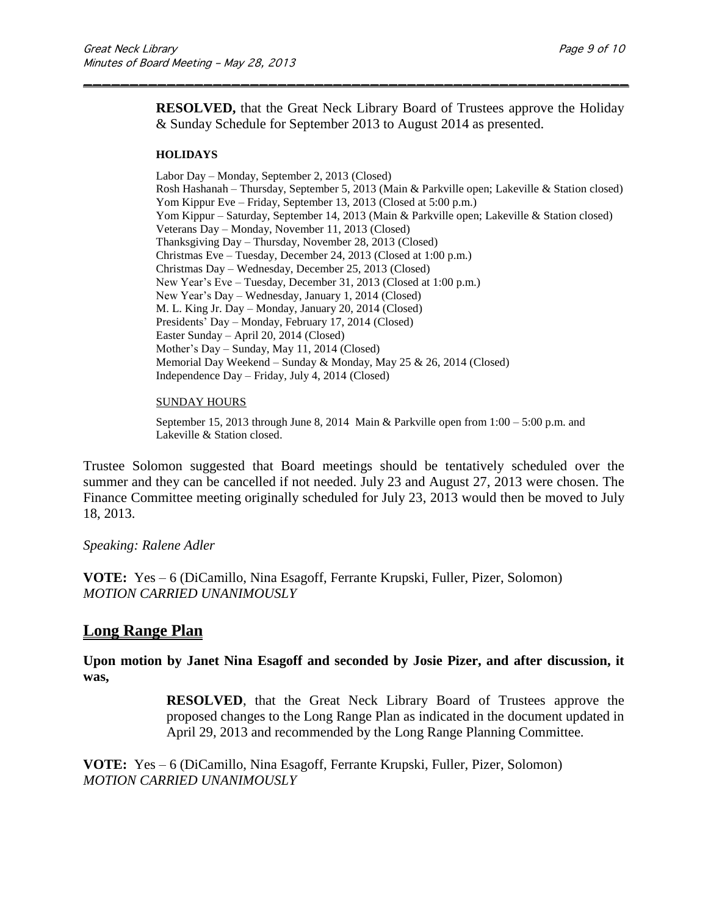**RESOLVED,** that the Great Neck Library Board of Trustees approve the Holiday & Sunday Schedule for September 2013 to August 2014 as presented.

**HOLIDAYS**

Labor Day – Monday, September 2, 2013 (Closed)
Rosh Hashanah – Thursday, September 5, 2013 (Main & Parkville open; Lakeville & Station closed)
Yom Kippur Eve – Friday, September 13, 2013 (Closed at 5:00 p.m.)
Yom Kippur – Saturday, September 14, 2013 (Main & Parkville open; Lakeville & Station closed)
Veterans Day – Monday, November 11, 2013 (Closed)
Thanksgiving Day – Thursday, November 28, 2013 (Closed)
Christmas Eve – Tuesday, December 24, 2013 (Closed at 1:00 p.m.)
Christmas Day – Wednesday, December 25, 2013 (Closed)
New Year's Eve – Tuesday, December 31, 2013 (Closed at 1:00 p.m.)
New Year's Day – Wednesday, January 1, 2014 (Closed)
M. L. King Jr. Day – Monday, January 20, 2014 (Closed)
Presidents' Day – Monday, February 17, 2014 (Closed)
Easter Sunday – April 20, 2014 (Closed)
Mother's Day – Sunday, May 11, 2014 (Closed)
Memorial Day Weekend – Sunday & Monday, May 25 & 26, 2014 (Closed)
Independence Day – Friday, July 4, 2014 (Closed)

SUNDAY HOURS

September 15, 2013 through June 8, 2014 Main & Parkville open from 1:00 – 5:00 p.m. and Lakeville & Station closed.

Trustee Solomon suggested that Board meetings should be tentatively scheduled over the summer and they can be cancelled if not needed. July 23 and August 27, 2013 were chosen. The Finance Committee meeting originally scheduled for July 23, 2013 would then be moved to July 18, 2013.

*Speaking: Ralene Adler*

**VOTE:** Yes – 6 (DiCamillo, Nina Esagoff, Ferrante Krupski, Fuller, Pizer, Solomon)
*MOTION CARRIED UNANIMOUSLY*

## Long Range Plan

**Upon motion by Janet Nina Esagoff and seconded by Josie Pizer, and after discussion, it was,**

**RESOLVED**, that the Great Neck Library Board of Trustees approve the proposed changes to the Long Range Plan as indicated in the document updated in April 29, 2013 and recommended by the Long Range Planning Committee.

**VOTE:** Yes – 6 (DiCamillo, Nina Esagoff, Ferrante Krupski, Fuller, Pizer, Solomon)
*MOTION CARRIED UNANIMOUSLY*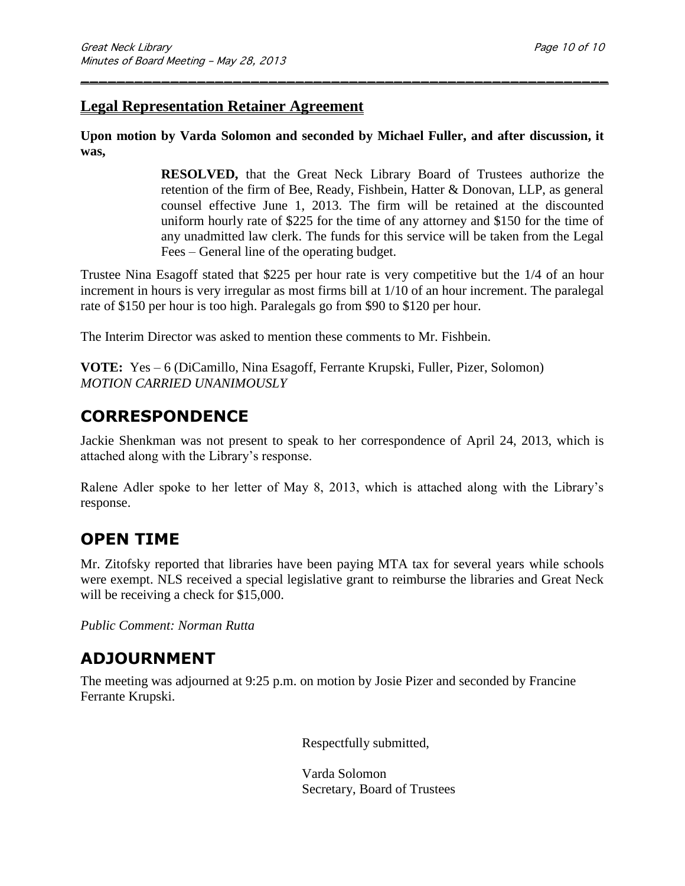## Legal Representation Retainer Agreement

**Upon motion by Varda Solomon and seconded by Michael Fuller, and after discussion, it was,**

> **RESOLVED,** that the Great Neck Library Board of Trustees authorize the retention of the firm of Bee, Ready, Fishbein, Hatter & Donovan, LLP, as general counsel effective June 1, 2013. The firm will be retained at the discounted uniform hourly rate of $225 for the time of any attorney and $150 for the time of any unadmitted law clerk. The funds for this service will be taken from the Legal Fees – General line of the operating budget.

Trustee Nina Esagoff stated that $225 per hour rate is very competitive but the 1/4 of an hour increment in hours is very irregular as most firms bill at 1/10 of an hour increment. The paralegal rate of $150 per hour is too high. Paralegals go from $90 to $120 per hour.

The Interim Director was asked to mention these comments to Mr. Fishbein.

**VOTE:** Yes – 6 (DiCamillo, Nina Esagoff, Ferrante Krupski, Fuller, Pizer, Solomon)
*MOTION CARRIED UNANIMOUSLY*

# CORRESPONDENCE

Jackie Shenkman was not present to speak to her correspondence of April 24, 2013, which is attached along with the Library's response.

Ralene Adler spoke to her letter of May 8, 2013, which is attached along with the Library's response.

# OPEN TIME

Mr. Zitofsky reported that libraries have been paying MTA tax for several years while schools were exempt. NLS received a special legislative grant to reimburse the libraries and Great Neck will be receiving a check for $15,000.

*Public Comment: Norman Rutta*

# ADJOURNMENT

The meeting was adjourned at 9:25 p.m. on motion by Josie Pizer and seconded by Francine Ferrante Krupski.

Respectfully submitted,

Varda Solomon
Secretary, Board of Trustees